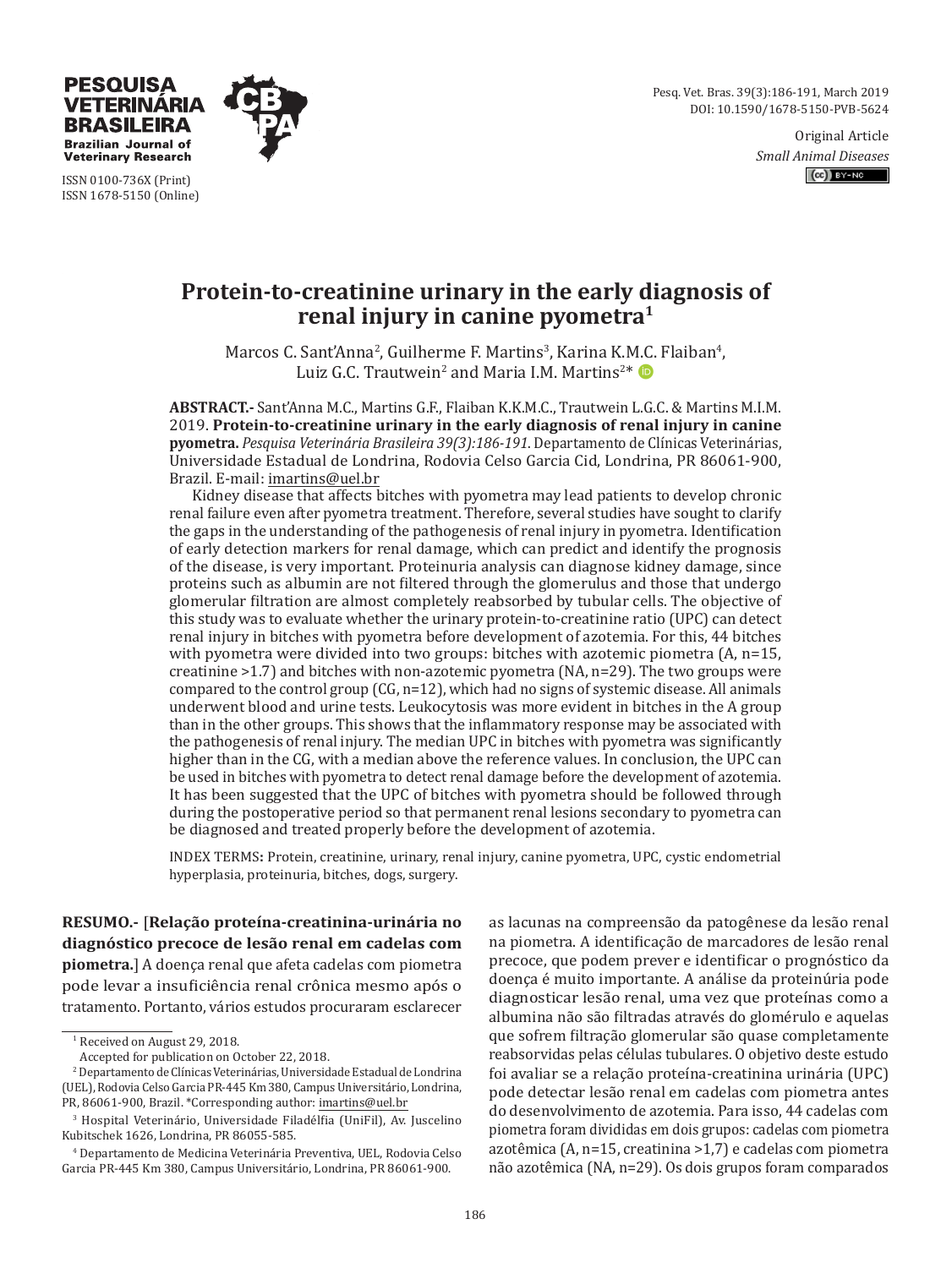PESQUISA VETERINÁRIA BRASILEIRA
Brazilian Journal of Veterinary Research

ISSN 0100-736X (Print)
ISSN 1678-5150 (Online)

DOI: 10.1590/1678-5150-PVB-5624

Original Article
*Small Animal Diseases*

# Protein-to-creatinine urinary in the early diagnosis of renal injury in canine pyometra[1]

Marcos C. Sant'Anna[2], Guilherme F. Martins[3], Karina K.M.C. Flaiban[4], Luiz G.C. Trautwein[2] and Maria I.M. Martins[2]*

**ABSTRACT.-** Sant'Anna M.C., Martins G.F., Flaiban K.K.M.C., Trautwein L.G.C. & Martins M.I.M. 2019. **Protein-to-creatinine urinary in the early diagnosis of renal injury in canine pyometra.** *Pesquisa Veterinária Brasileira 39(3):186-191.* Departamento de Clínicas Veterinárias, Universidade Estadual de Londrina, Rodovia Celso Garcia Cid, Londrina, PR 86061-900, Brazil. E-mail: imartins@uel.br

Kidney disease that affects bitches with pyometra may lead patients to develop chronic renal failure even after pyometra treatment. Therefore, several studies have sought to clarify the gaps in the understanding of the pathogenesis of renal injury in pyometra. Identification of early detection markers for renal damage, which can predict and identify the prognosis of the disease, is very important. Proteinuria analysis can diagnose kidney damage, since proteins such as albumin are not filtered through the glomerulus and those that undergo glomerular filtration are almost completely reabsorbed by tubular cells. The objective of this study was to evaluate whether the urinary protein-to-creatinine ratio (UPC) can detect renal injury in bitches with pyometra before development of azotemia. For this, 44 bitches with pyometra were divided into two groups: bitches with azotemic piometra (A, n=15, creatinine >1.7) and bitches with non-azotemic pyometra (NA, n=29). The two groups were compared to the control group (CG, n=12), which had no signs of systemic disease. All animals underwent blood and urine tests. Leukocytosis was more evident in bitches in the A group than in the other groups. This shows that the inflammatory response may be associated with the pathogenesis of renal injury. The median UPC in bitches with pyometra was significantly higher than in the CG, with a median above the reference values. In conclusion, the UPC can be used in bitches with pyometra to detect renal damage before the development of azotemia. It has been suggested that the UPC of bitches with pyometra should be followed through during the postoperative period so that permanent renal lesions secondary to pyometra can be diagnosed and treated properly before the development of azotemia.

INDEX TERMS**:** Protein, creatinine, urinary, renal injury, canine pyometra, UPC, cystic endometrial hyperplasia, proteinuria, bitches, dogs, surgery.

**RESUMO.-** [**Relação proteína-creatinina-urinária no diagnóstico precoce de lesão renal em cadelas com piometra.**] A doença renal que afeta cadelas com piometra pode levar a insuficiência renal crônica mesmo após o tratamento. Portanto, vários estudos procuraram esclarecer as lacunas na compreensão da patogênese da lesão renal na piometra. A identificação de marcadores de lesão renal precoce, que podem prever e identificar o prognóstico da doença é muito importante. A análise da proteinúria pode diagnosticar lesão renal, uma vez que proteínas como a albumina não são filtradas através do glomérulo e aquelas que sofrem filtração glomerular são quase completamente reabsorvidas pelas células tubulares. O objetivo deste estudo foi avaliar se a relação proteína-creatinina urinária (UPC) pode detectar lesão renal em cadelas com piometra antes do desenvolvimento de azotemia. Para isso, 44 cadelas com piometra foram divididas em dois grupos: cadelas com piometra azotêmica (A, n=15, creatinina >1,7) e cadelas com piometra não azotêmica (NA, n=29). Os dois grupos foram comparados

---

[1] Received on August 29, 2018.
Accepted for publication on October 22, 2018.

[2] Departamento de Clínicas Veterinárias, Universidade Estadual de Londrina (UEL), Rodovia Celso Garcia PR-445 Km 380, Campus Universitário, Londrina, PR, 86061-900, Brazil. *Corresponding author: imartins@uel.br

[3] Hospital Veterinário, Universidade Filadélfia (UniFil), Av. Juscelino Kubitschek 1626, Londrina, PR 86055-585.

[4] Departamento de Medicina Veterinária Preventiva, UEL, Rodovia Celso Garcia PR-445 Km 380, Campus Universitário, Londrina, PR 86061-900.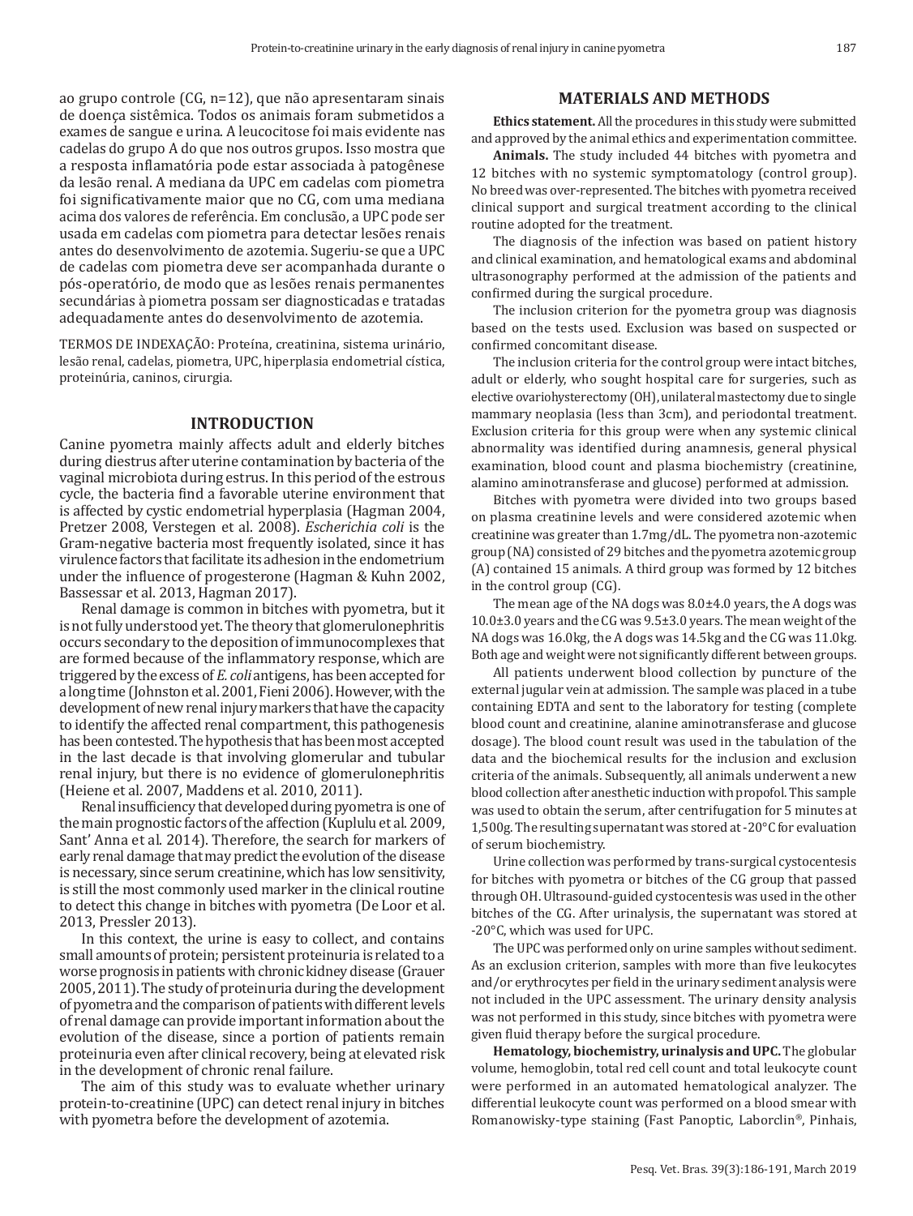ao grupo controle (CG, n=12), que não apresentaram sinais de doença sistêmica. Todos os animais foram submetidos a exames de sangue e urina. A leucocitose foi mais evidente nas cadelas do grupo A do que nos outros grupos. Isso mostra que a resposta inflamatória pode estar associada à patogênese da lesão renal. A mediana da UPC em cadelas com piometra foi significativamente maior que no CG, com uma mediana acima dos valores de referência. Em conclusão, a UPC pode ser usada em cadelas com piometra para detectar lesões renais antes do desenvolvimento de azotemia. Sugeriu-se que a UPC de cadelas com piometra deve ser acompanhada durante o pós-operatório, de modo que as lesões renais permanentes secundárias à piometra possam ser diagnosticadas e tratadas adequadamente antes do desenvolvimento de azotemia.

TERMOS DE INDEXAÇÃO: Proteína, creatinina, sistema urinário, lesão renal, cadelas, piometra, UPC, hiperplasia endometrial cística, proteinúria, caninos, cirurgia.

## INTRODUCTION

Canine pyometra mainly affects adult and elderly bitches during diestrus after uterine contamination by bacteria of the vaginal microbiota during estrus. In this period of the estrous cycle, the bacteria find a favorable uterine environment that is affected by cystic endometrial hyperplasia (Hagman 2004, Pretzer 2008, Verstegen et al. 2008). *Escherichia coli* is the Gram-negative bacteria most frequently isolated, since it has virulence factors that facilitate its adhesion in the endometrium under the influence of progesterone (Hagman & Kuhn 2002, Bassessar et al. 2013, Hagman 2017).

Renal damage is common in bitches with pyometra, but it is not fully understood yet. The theory that glomerulonephritis occurs secondary to the deposition of immunocomplexes that are formed because of the inflammatory response, which are triggered by the excess of *E. coli* antigens, has been accepted for a long time (Johnston et al. 2001, Fieni 2006). However, with the development of new renal injury markers that have the capacity to identify the affected renal compartment, this pathogenesis has been contested. The hypothesis that has been most accepted in the last decade is that involving glomerular and tubular renal injury, but there is no evidence of glomerulonephritis (Heiene et al. 2007, Maddens et al. 2010, 2011).

Renal insufficiency that developed during pyometra is one of the main prognostic factors of the affection (Kuplulu et al. 2009, Sant' Anna et al. 2014). Therefore, the search for markers of early renal damage that may predict the evolution of the disease is necessary, since serum creatinine, which has low sensitivity, is still the most commonly used marker in the clinical routine to detect this change in bitches with pyometra (De Loor et al. 2013, Pressler 2013).

In this context, the urine is easy to collect, and contains small amounts of protein; persistent proteinuria is related to a worse prognosis in patients with chronic kidney disease (Grauer 2005, 2011). The study of proteinuria during the development of pyometra and the comparison of patients with different levels of renal damage can provide important information about the evolution of the disease, since a portion of patients remain proteinuria even after clinical recovery, being at elevated risk in the development of chronic renal failure.

The aim of this study was to evaluate whether urinary protein-to-creatinine (UPC) can detect renal injury in bitches with pyometra before the development of azotemia.

## MATERIALS AND METHODS

**Ethics statement.** All the procedures in this study were submitted and approved by the animal ethics and experimentation committee.

**Animals.** The study included 44 bitches with pyometra and 12 bitches with no systemic symptomatology (control group). No breed was over-represented. The bitches with pyometra received clinical support and surgical treatment according to the clinical routine adopted for the treatment.

The diagnosis of the infection was based on patient history and clinical examination, and hematological exams and abdominal ultrasonography performed at the admission of the patients and confirmed during the surgical procedure.

The inclusion criterion for the pyometra group was diagnosis based on the tests used. Exclusion was based on suspected or confirmed concomitant disease.

The inclusion criteria for the control group were intact bitches, adult or elderly, who sought hospital care for surgeries, such as elective ovariohysterectomy (OH), unilateral mastectomy due to single mammary neoplasia (less than 3cm), and periodontal treatment. Exclusion criteria for this group were when any systemic clinical abnormality was identified during anamnesis, general physical examination, blood count and plasma biochemistry (creatinine, alamino aminotransferase and glucose) performed at admission.

Bitches with pyometra were divided into two groups based on plasma creatinine levels and were considered azotemic when creatinine was greater than 1.7mg/dL. The pyometra non-azotemic group (NA) consisted of 29 bitches and the pyometra azotemic group (A) contained 15 animals. A third group was formed by 12 bitches in the control group (CG).

The mean age of the NA dogs was 8.0±4.0 years, the A dogs was 10.0±3.0 years and the CG was 9.5±3.0 years. The mean weight of the NA dogs was 16.0kg, the A dogs was 14.5kg and the CG was 11.0kg. Both age and weight were not significantly different between groups.

All patients underwent blood collection by puncture of the external jugular vein at admission. The sample was placed in a tube containing EDTA and sent to the laboratory for testing (complete blood count and creatinine, alanine aminotransferase and glucose dosage). The blood count result was used in the tabulation of the data and the biochemical results for the inclusion and exclusion criteria of the animals. Subsequently, all animals underwent a new blood collection after anesthetic induction with propofol. This sample was used to obtain the serum, after centrifugation for 5 minutes at 1,500g. The resulting supernatant was stored at -20°C for evaluation of serum biochemistry.

Urine collection was performed by trans-surgical cystocentesis for bitches with pyometra or bitches of the CG group that passed through OH. Ultrasound-guided cystocentesis was used in the other bitches of the CG. After urinalysis, the supernatant was stored at -20°C, which was used for UPC.

The UPC was performed only on urine samples without sediment. As an exclusion criterion, samples with more than five leukocytes and/or erythrocytes per field in the urinary sediment analysis were not included in the UPC assessment. The urinary density analysis was not performed in this study, since bitches with pyometra were given fluid therapy before the surgical procedure.

**Hematology, biochemistry, urinalysis and UPC.** The globular volume, hemoglobin, total red cell count and total leukocyte count were performed in an automated hematological analyzer. The differential leukocyte count was performed on a blood smear with Romanowisky-type staining (Fast Panoptic, Laborclin®, Pinhais,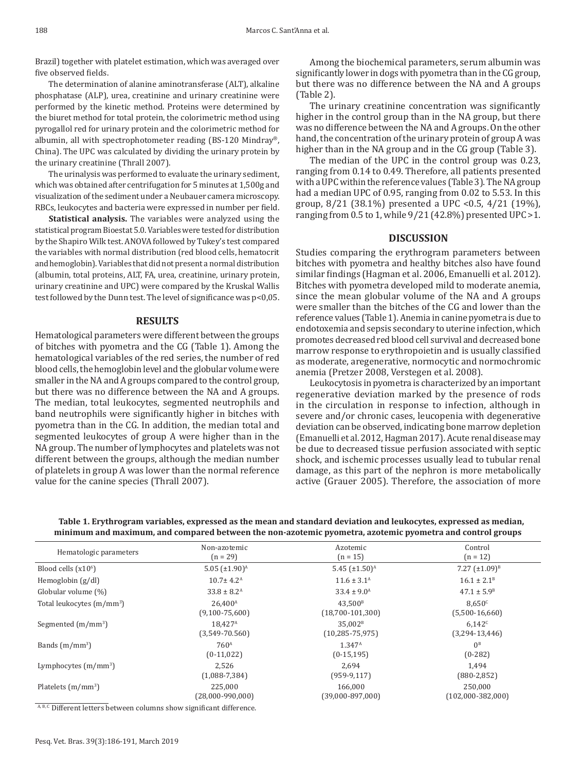Brazil) together with platelet estimation, which was averaged over five observed fields.

The determination of alanine aminotransferase (ALT), alkaline phosphatase (ALP), urea, creatinine and urinary creatinine were performed by the kinetic method. Proteins were determined by the biuret method for total protein, the colorimetric method using pyrogallol red for urinary protein and the colorimetric method for albumin, all with spectrophotometer reading (BS-120 Mindray®, China). The UPC was calculated by dividing the urinary protein by the urinary creatinine (Thrall 2007).

The urinalysis was performed to evaluate the urinary sediment, which was obtained after centrifugation for 5 minutes at 1,500g and visualization of the sediment under a Neubauer camera microscopy. RBCs, leukocytes and bacteria were expressed in number per field.

**Statistical analysis.** The variables were analyzed using the statistical program Bioestat 5.0. Variables were tested for distribution by the Shapiro Wilk test. ANOVA followed by Tukey's test compared the variables with normal distribution (red blood cells, hematocrit and hemoglobin). Variables that did not present a normal distribution (albumin, total proteins, ALT, FA, urea, creatinine, urinary protein, urinary creatinine and UPC) were compared by the Kruskal Wallis test followed by the Dunn test. The level of significance was $p<0,05$.

## RESULTS

Hematological parameters were different between the groups of bitches with pyometra and the CG (Table 1). Among the hematological variables of the red series, the number of red blood cells, the hemoglobin level and the globular volume were smaller in the NA and A groups compared to the control group, but there was no difference between the NA and A groups. The median, total leukocytes, segmented neutrophils and band neutrophils were significantly higher in bitches with pyometra than in the CG. In addition, the median total and segmented leukocytes of group A were higher than in the NA group. The number of lymphocytes and platelets was not different between the groups, although the median number of platelets in group A was lower than the normal reference value for the canine species (Thrall 2007).

Among the biochemical parameters, serum albumin was significantly lower in dogs with pyometra than in the CG group, but there was no difference between the NA and A groups (Table 2).

The urinary creatinine concentration was significantly higher in the control group than in the NA group, but there was no difference between the NA and A groups. On the other hand, the concentration of the urinary protein of group A was higher than in the NA group and in the CG group (Table 3).

The median of the UPC in the control group was 0.23, ranging from 0.14 to 0.49. Therefore, all patients presented with a UPC within the reference values (Table 3). The NA group had a median UPC of 0.95, ranging from 0.02 to 5.53. In this group, 8/21 (38.1%) presented a UPC <0.5, 4/21 (19%), ranging from 0.5 to 1, while 9/21 (42.8%) presented UPC >1.

## DISCUSSION

Studies comparing the erythrogram parameters between bitches with pyometra and healthy bitches also have found similar findings (Hagman et al. 2006, Emanuelli et al. 2012). Bitches with pyometra developed mild to moderate anemia, since the mean globular volume of the NA and A groups were smaller than the bitches of the CG and lower than the reference values (Table 1). Anemia in canine pyometra is due to endotoxemia and sepsis secondary to uterine infection, which promotes decreased red blood cell survival and decreased bone marrow response to erythropoietin and is usually classified as moderate, aregenerative, normocytic and normochromic anemia (Pretzer 2008, Verstegen et al. 2008).

Leukocytosis in pyometra is characterized by an important regenerative deviation marked by the presence of rods in the circulation in response to infection, although in severe and/or chronic cases, leucopenia with degenerative deviation can be observed, indicating bone marrow depletion (Emanuelli et al. 2012, Hagman 2017). Acute renal disease may be due to decreased tissue perfusion associated with septic shock, and ischemic processes usually lead to tubular renal damage, as this part of the nephron is more metabolically active (Grauer 2005). Therefore, the association of more

**Table 1. Erythrogram variables, expressed as the mean and standard deviation and leukocytes, expressed as median, minimum and maximum, and compared between the non-azotemic pyometra, azotemic pyometra and control groups**

| Hematologic parameters | Non-azotemic (n = 29) | Azotemic (n = 15) | Control (n = 12) |
|---|---|---|---|
| Blood cells ($x10^6$) | 5.05 (±1.90)[A] | 5.45 (±1.50)[A] | 7.27 (±1.09)[B] |
| Hemoglobin (g/dl) | 10.7± 4.2[A] | 11.6 ± 3.1[A] | 16.1 ± 2.1[B] |
| Globular volume (%) | 33.8 ± 8.2[A] | 33.4 ± 9.0[A] | 47.1 ± 5.9[B] |
| Total leukocytes ($m/mm^3$) | 26,400[A] (9,100-75,600) | 43,500[B] (18,700-101,300) | 8,650[C] (5,500-16,660) |
| Segmented ($m/mm^3$) | 18,427[A] (3,549-70.560) | 35,002[B] (10,285-75,975) | 6,142[C] (3,294-13,446) |
| Bands ($m/mm^3$) | 760[A] (0-11,022) | 1.347[A] (0-15,195) | 0[B] (0-282) |
| Lymphocytes ($m/mm^3$) | 2,526 (1,088-7,384) | 2,694 (959-9,117) | 1,494 (880-2,852) |
| Platelets ($m/mm^3$) | 225,000 (28,000-990,000) | 166,000 (39,000-897,000) | 250,000 (102,000-382,000) |

[A, B, C] Different letters between columns show significant difference.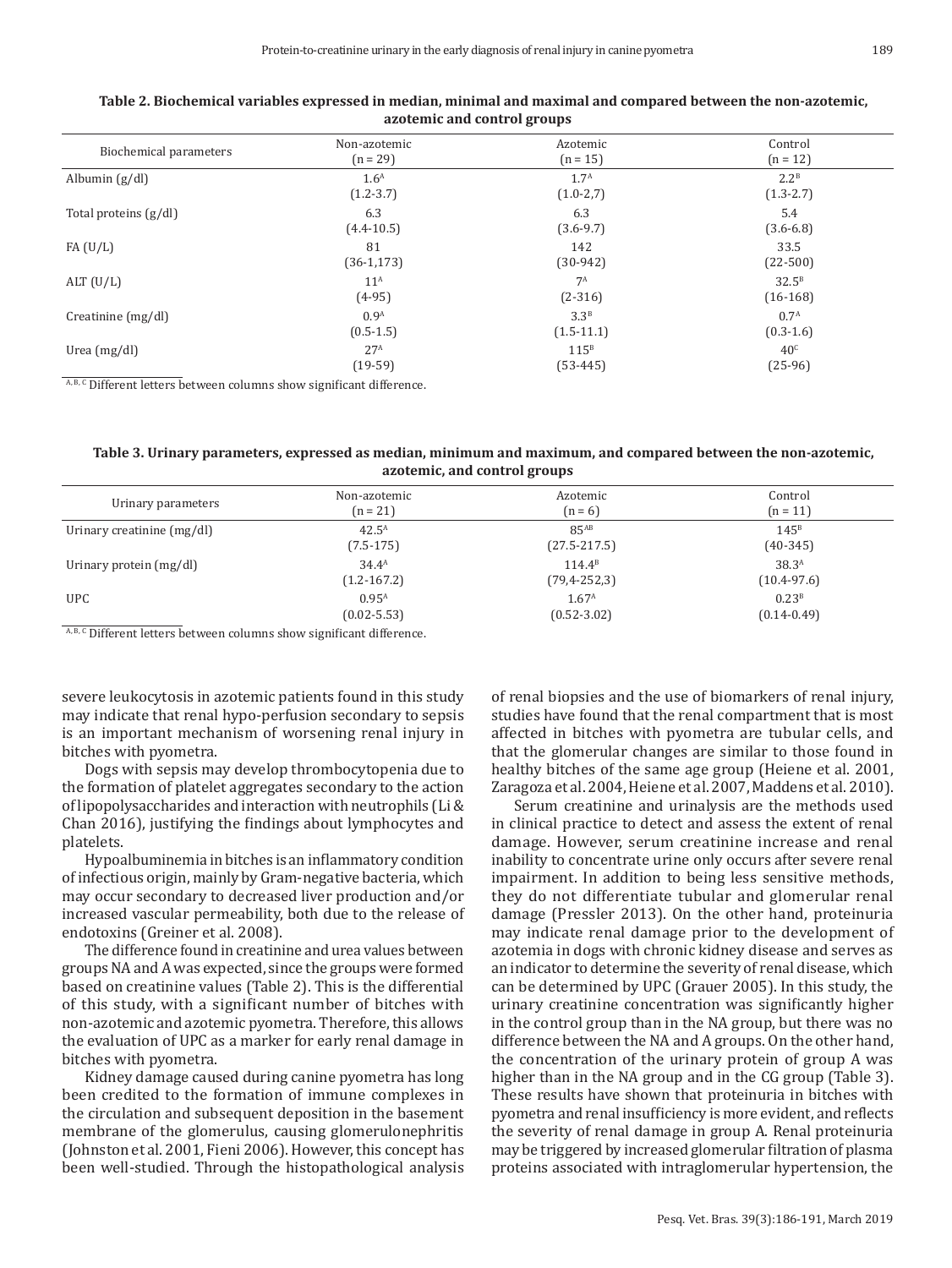**Table 2. Biochemical variables expressed in median, minimal and maximal and compared between the non-azotemic, azotemic and control groups**

| Biochemical parameters | Non-azotemic (n = 29) | Azotemic (n = 15) | Control (n = 12) |
|---|---|---|---|
| Albumin (g/dl) | 1.6[A] (1.2-3.7) | 1.7[A] (1.0-2,7) | 2.2[B] (1.3-2.7) |
| Total proteins (g/dl) | 6.3 (4.4-10.5) | 6.3 (3.6-9.7) | 5.4 (3.6-6.8) |
| FA (U/L) | 81 (36-1,173) | 142 (30-942) | 33.5 (22-500) |
| ALT (U/L) | 11[A] (4-95) | 7[A] (2-316) | 32.5[B] (16-168) |
| Creatinine (mg/dl) | 0.9[A] (0.5-1.5) | 3.3[B] (1.5-11.1) | 0.7[A] (0.3-1.6) |
| Urea (mg/dl) | 27[A] (19-59) | 115[B] (53-445) | 40[C] (25-96) |

[A, B, C] Different letters between columns show significant difference.

**Table 3. Urinary parameters, expressed as median, minimum and maximum, and compared between the non-azotemic, azotemic, and control groups**

| Urinary parameters | Non-azotemic (n = 21) | Azotemic (n = 6) | Control (n = 11) |
|---|---|---|---|
| Urinary creatinine (mg/dl) | 42.5[A] (7.5-175) | 85[AB] (27.5-217.5) | 145[B] (40-345) |
| Urinary protein (mg/dl) | 34.4[A] (1.2-167.2) | 114.4[B] (79,4-252,3) | 38.3[A] (10.4-97.6) |
| UPC | 0.95[A] (0.02-5.53) | 1.67[A] (0.52-3.02) | 0.23[B] (0.14-0.49) |

[A, B, C] Different letters between columns show significant difference.

severe leukocytosis in azotemic patients found in this study may indicate that renal hypo-perfusion secondary to sepsis is an important mechanism of worsening renal injury in bitches with pyometra.

Dogs with sepsis may develop thrombocytopenia due to the formation of platelet aggregates secondary to the action of lipopolysaccharides and interaction with neutrophils (Li & Chan 2016), justifying the findings about lymphocytes and platelets.

Hypoalbuminemia in bitches is an inflammatory condition of infectious origin, mainly by Gram-negative bacteria, which may occur secondary to decreased liver production and/or increased vascular permeability, both due to the release of endotoxins (Greiner et al. 2008).

The difference found in creatinine and urea values between groups NA and A was expected, since the groups were formed based on creatinine values (Table 2). This is the differential of this study, with a significant number of bitches with non-azotemic and azotemic pyometra. Therefore, this allows the evaluation of UPC as a marker for early renal damage in bitches with pyometra.

Kidney damage caused during canine pyometra has long been credited to the formation of immune complexes in the circulation and subsequent deposition in the basement membrane of the glomerulus, causing glomerulonephritis (Johnston et al. 2001, Fieni 2006). However, this concept has been well-studied. Through the histopathological analysis of renal biopsies and the use of biomarkers of renal injury, studies have found that the renal compartment that is most affected in bitches with pyometra are tubular cells, and that the glomerular changes are similar to those found in healthy bitches of the same age group (Heiene et al. 2001, Zaragoza et al. 2004, Heiene et al. 2007, Maddens et al. 2010).

Serum creatinine and urinalysis are the methods used in clinical practice to detect and assess the extent of renal damage. However, serum creatinine increase and renal inability to concentrate urine only occurs after severe renal impairment. In addition to being less sensitive methods, they do not differentiate tubular and glomerular renal damage (Pressler 2013). On the other hand, proteinuria may indicate renal damage prior to the development of azotemia in dogs with chronic kidney disease and serves as an indicator to determine the severity of renal disease, which can be determined by UPC (Grauer 2005). In this study, the urinary creatinine concentration was significantly higher in the control group than in the NA group, but there was no difference between the NA and A groups. On the other hand, the concentration of the urinary protein of group A was higher than in the NA group and in the CG group (Table 3). These results have shown that proteinuria in bitches with pyometra and renal insufficiency is more evident, and reflects the severity of renal damage in group A. Renal proteinuria may be triggered by increased glomerular filtration of plasma proteins associated with intraglomerular hypertension, the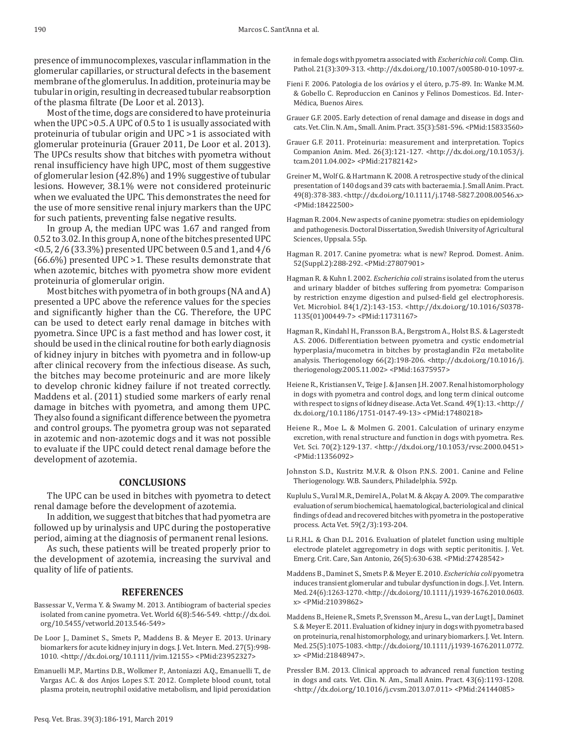presence of immunocomplexes, vascular inflammation in the glomerular capillaries, or structural defects in the basement membrane of the glomerulus. In addition, proteinuria may be tubular in origin, resulting in decreased tubular reabsorption of the plasma filtrate (De Loor et al. 2013).

Most of the time, dogs are considered to have proteinuria when the UPC >0.5. A UPC of 0.5 to 1 is usually associated with proteinuria of tubular origin and UPC >1 is associated with glomerular proteinuria (Grauer 2011, De Loor et al. 2013). The UPCs results show that bitches with pyometra without renal insufficiency have high UPC, most of them suggestive of glomerular lesion (42.8%) and 19% suggestive of tubular lesions. However, 38.1% were not considered proteinuric when we evaluated the UPC. This demonstrates the need for the use of more sensitive renal injury markers than the UPC for such patients, preventing false negative results.

In group A, the median UPC was 1.67 and ranged from 0.52 to 3.02. In this group A, none of the bitches presented UPC <0.5, 2/6 (33.3%) presented UPC between 0.5 and 1, and 4/6 (66.6%) presented UPC >1. These results demonstrate that when azotemic, bitches with pyometra show more evident proteinuria of glomerular origin.

Most bitches with pyometra of in both groups (NA and A) presented a UPC above the reference values for the species and significantly higher than the CG. Therefore, the UPC can be used to detect early renal damage in bitches with pyometra. Since UPC is a fast method and has lower cost, it should be used in the clinical routine for both early diagnosis of kidney injury in bitches with pyometra and in follow-up after clinical recovery from the infectious disease. As such, the bitches may become proteinuric and are more likely to develop chronic kidney failure if not treated correctly. Maddens et al. (2011) studied some markers of early renal damage in bitches with pyometra, and among them UPC. They also found a significant difference between the pyometra and control groups. The pyometra group was not separated in azotemic and non-azotemic dogs and it was not possible to evaluate if the UPC could detect renal damage before the development of azotemia.

## CONCLUSIONS

The UPC can be used in bitches with pyometra to detect renal damage before the development of azotemia.

In addition, we suggest that bitches that had pyometra are followed up by urinalysis and UPC during the postoperative period, aiming at the diagnosis of permanent renal lesions.

As such, these patients will be treated properly prior to the development of azotemia, increasing the survival and quality of life of patients.

## REFERENCES

Bassessar V., Verma Y. & Swamy M. 2013. Antibiogram of bacterial species isolated from canine pyometra. Vet. World 6(8):546-549. <http://dx.doi.org/10.5455/vetworld.2013.546-549>

De Loor J., Daminet S., Smets P., Maddens B. & Meyer E. 2013. Urinary biomarkers for acute kidney injury in dogs. J. Vet. Intern. Med. 27(5):998-1010. <http://dx.doi.org/10.1111/jvim.12155> <PMid:23952327>

Emanuelli M.P., Martins D.B., Wolkmer P., Antoniazzi A.Q., Emanuelli T., de Vargas A.C. & dos Anjos Lopes S.T. 2012. Complete blood count, total plasma protein, neutrophil oxidative metabolism, and lipid peroxidation in female dogs with pyometra associated with *Escherichia coli*. Comp. Clin. Pathol. 21(3):309-313. <http://dx.doi.org/10.1007/s00580-010-1097-z>.

Fieni F. 2006. Patologia de los ovários y el útero, p.75-89. In: Wanke M.M. & Gobello C. Reproduccion en Caninos y Felinos Domesticos. Ed. Inter-Médica, Buenos Aires.

Grauer G.F. 2005. Early detection of renal damage and disease in dogs and cats. Vet. Clin. N. Am., Small. Anim. Pract. 35(3):581-596. <PMid:15833560>

Grauer G.F. 2011. Proteinuria: measurement and interpretation. Topics Companion Anim. Med. 26(3):121-127. <http://dx.doi.org/10.1053/j.tcam.2011.04.002> <PMid:21782142>

Greiner M., Wolf G. & Hartmann K. 2008. A retrospective study of the clinical presentation of 140 dogs and 39 cats with bacteraemia. J. Small Anim. Pract. 49(8):378-383. <http://dx.doi.org/10.1111/j.1748-5827.2008.00546.x> <PMid:18422500>

Hagman R. 2004. New aspects of canine pyometra: studies on epidemiology and pathogenesis. Doctoral Dissertation, Swedish University of Agricultural Sciences, Uppsala. 55p.

Hagman R. 2017. Canine pyometra: what is new? Reprod. Domest. Anim. 52(Suppl.2):288-292. <PMid:27807901>

Hagman R. & Kuhn I. 2002. *Escherichia coli* strains isolated from the uterus and urinary bladder of bitches suffering from pyometra: Comparison by restriction enzyme digestion and pulsed-field gel electrophoresis. Vet. Microbiol. 84(1/2):143-153. <http://dx.doi.org/10.1016/S0378-1135(01)00449-7> <PMid:11731167>

Hagman R., Kindahl H., Fransson B.A., Bergstrom A., Holst B.S. & Lagerstedt A.S. 2006. Differentiation between pyometra and cystic endometrial hyperplasia/mucometra in bitches by prostaglandin F2α metabolite analysis. Theriogenology 66(2):198-206. <http://dx.doi.org/10.1016/j.theriogenology.2005.11.002> <PMid:16375957>

Heiene R., Kristiansen V., Teige J. & Jansen J.H. 2007. Renal histomorphology in dogs with pyometra and control dogs, and long term clinical outcome with respect to signs of kidney disease. Acta Vet. Scand. 49(1):13. <http://dx.doi.org/10.1186/1751-0147-49-13> <PMid:17480218>

Heiene R., Moe L. & Molmen G. 2001. Calculation of urinary enzyme excretion, with renal structure and function in dogs with pyometra. Res. Vet. Sci. 70(2):129-137. <http://dx.doi.org/10.1053/rvsc.2000.0451> <PMid:11356092>

Johnston S.D., Kustritz M.V.R. & Olson P.N.S. 2001. Canine and Feline Theriogenology. W.B. Saunders, Philadelphia. 592p.

Kuplulu S., Vural M.R., Demirel A., Polat M. & Akçay A. 2009. The comparative evaluation of serum biochemical, haematological, bacteriological and clinical findings of dead and recovered bitches with pyometra in the postoperative process. Acta Vet. 59(2/3):193-204.

Li R.H.L. & Chan D.L. 2016. Evaluation of platelet function using multiple electrode platelet aggregometry in dogs with septic peritonitis. J. Vet. Emerg. Crit. Care, San Antonio, 26(5):630-638. <PMid:27428542>

Maddens B., Daminet S., Smets P. & Meyer E. 2010. *Escherichia coli* pyometra induces transient glomerular and tubular dysfunction in dogs. J. Vet. Intern. Med. 24(6):1263-1270. <http://dx.doi.org/10.1111/j.1939-1676.2010.0603.x> <PMid:21039862>

Maddens B., Heiene R., Smets P., Svensson M., Aresu L., van der Lugt J., Daminet S. & Meyer E. 2011. Evaluation of kidney injury in dogs with pyometra based on proteinuria, renal histomorphology, and urinary biomarkers. J. Vet. Intern. Med. 25(5):1075-1083. <http://dx.doi.org/10.1111/j.1939-1676.2011.0772.x> <PMid:21848947>.

Pressler B.M. 2013. Clinical approach to advanced renal function testing in dogs and cats. Vet. Clin. N. Am., Small Anim. Pract. 43(6):1193-1208. <http://dx.doi.org/10.1016/j.cvsm.2013.07.011> <PMid:24144085>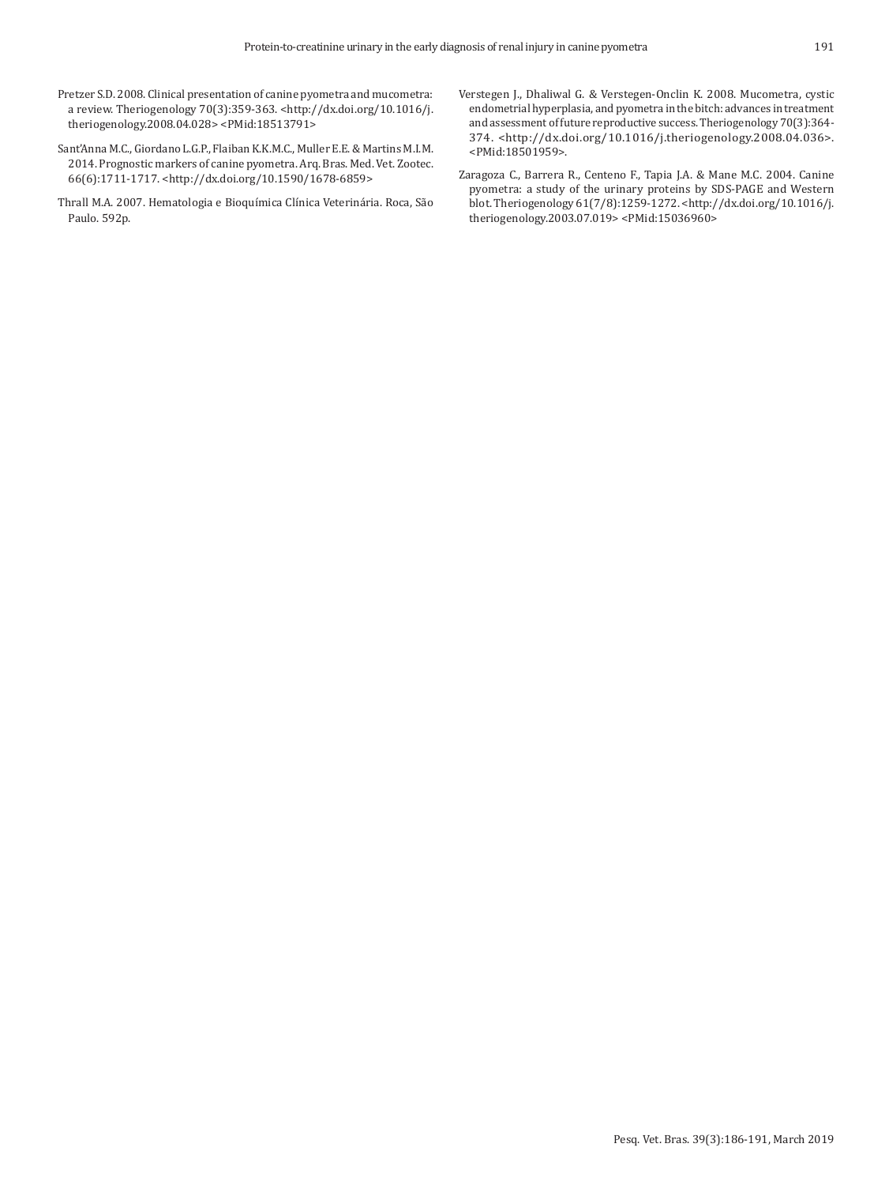Pretzer S.D. 2008. Clinical presentation of canine pyometra and mucometra: a review. Theriogenology 70(3):359-363. <http://dx.doi.org/10.1016/j.theriogenology.2008.04.028> <PMid:18513791>

Sant'Anna M.C., Giordano L.G.P., Flaiban K.K.M.C., Muller E.E. & Martins M.I.M. 2014. Prognostic markers of canine pyometra. Arq. Bras. Med. Vet. Zootec. 66(6):1711-1717. <http://dx.doi.org/10.1590/1678-6859>

Thrall M.A. 2007. Hematologia e Bioquímica Clínica Veterinária. Roca, São Paulo. 592p.

Verstegen J., Dhaliwal G. & Verstegen-Onclin K. 2008. Mucometra, cystic endometrial hyperplasia, and pyometra in the bitch: advances in treatment and assessment of future reproductive success. Theriogenology 70(3):364-374. <http://dx.doi.org/10.1016/j.theriogenology.2008.04.036>. <PMid:18501959>.

Zaragoza C., Barrera R., Centeno F., Tapia J.A. & Mane M.C. 2004. Canine pyometra: a study of the urinary proteins by SDS-PAGE and Western blot. Theriogenology 61(7/8):1259-1272. <http://dx.doi.org/10.1016/j.theriogenology.2003.07.019> <PMid:15036960>